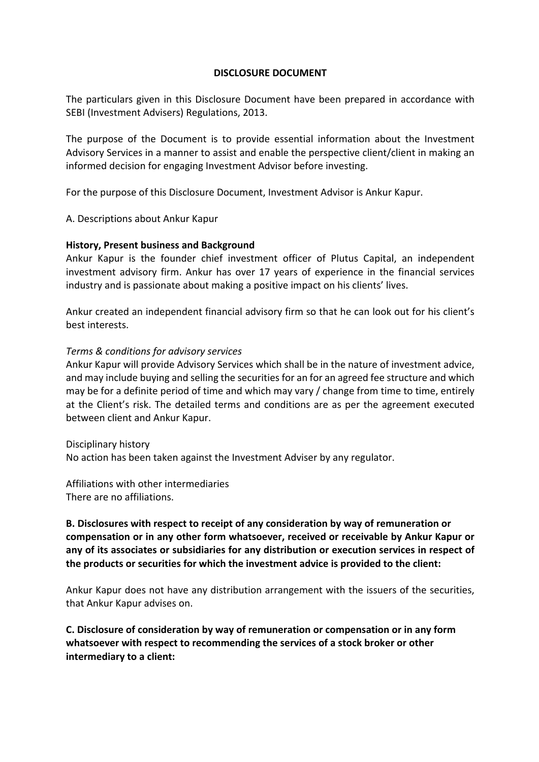# DISCLOSURE DOCUMENT

The particulars given in this Disclosure Document have been prepared in accordance with SEBI (Investment Advisers) Regulations, 2013.

The purpose of the Document is to provide essential information about the Investment Advisory Services in a manner to assist and enable the perspective client/client in making an informed decision for engaging Investment Advisor before investing.

For the purpose of this Disclosure Document, Investment Advisor is Ankur Kapur.

A. Descriptions about Ankur Kapur

**History, Present business and Background**

Ankur Kapur is the founder chief investment officer of Plutus Capital, an independent investment advisory firm. Ankur has over 17 years of experience in the financial services industry and is passionate about making a positive impact on his clients' lives.

Ankur created an independent financial advisory firm so that he can look out for his client's best interests.

*Terms & conditions for advisory services*

Ankur Kapur will provide Advisory Services which shall be in the nature of investment advice, and may include buying and selling the securities for an for an agreed fee structure and which may be for a definite period of time and which may vary / change from time to time, entirely at the Client's risk. The detailed terms and conditions are as per the agreement executed between client and Ankur Kapur.

Disciplinary history

No action has been taken against the Investment Adviser by any regulator.

Affiliations with other intermediaries

There are no affiliations.

**B. Disclosures with respect to receipt of any consideration by way of remuneration or compensation or in any other form whatsoever, received or receivable by Ankur Kapur or any of its associates or subsidiaries for any distribution or execution services in respect of the products or securities for which the investment advice is provided to the client:**

Ankur Kapur does not have any distribution arrangement with the issuers of the securities, that Ankur Kapur advises on.

**C. Disclosure of consideration by way of remuneration or compensation or in any form whatsoever with respect to recommending the services of a stock broker or other intermediary to a client:**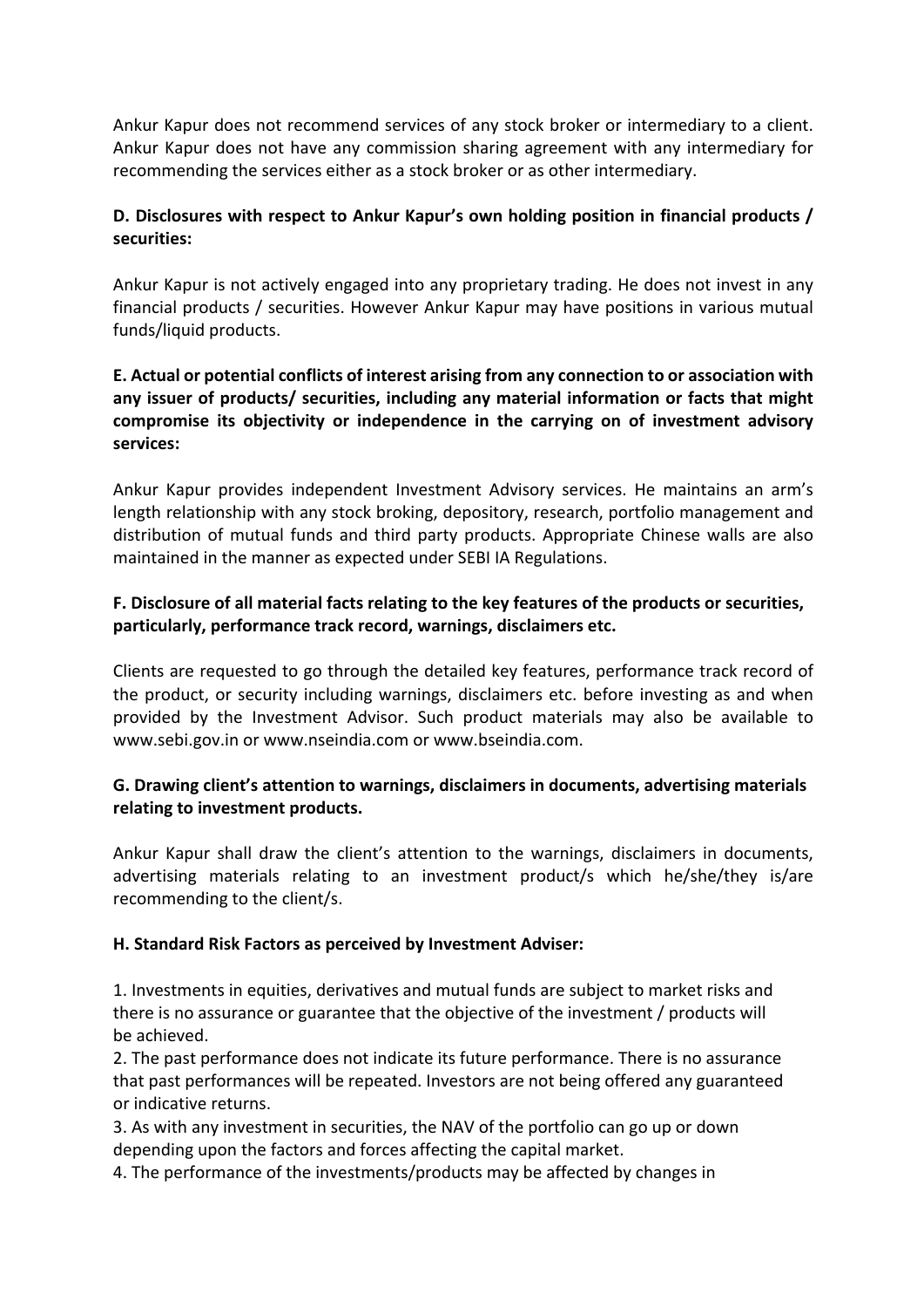Ankur Kapur does not recommend services of any stock broker or intermediary to a client. Ankur Kapur does not have any commission sharing agreement with any intermediary for recommending the services either as a stock broker or as other intermediary.

**D. Disclosures with respect to Ankur Kapur's own holding position in financial products / securities:**

Ankur Kapur is not actively engaged into any proprietary trading. He does not invest in any financial products / securities. However Ankur Kapur may have positions in various mutual funds/liquid products.

**E. Actual or potential conflicts of interest arising from any connection to or association with any issuer of products/ securities, including any material information or facts that might compromise its objectivity or independence in the carrying on of investment advisory services:**

Ankur Kapur provides independent Investment Advisory services. He maintains an arm's length relationship with any stock broking, depository, research, portfolio management and distribution of mutual funds and third party products. Appropriate Chinese walls are also maintained in the manner as expected under SEBI IA Regulations.

**F. Disclosure of all material facts relating to the key features of the products or securities, particularly, performance track record, warnings, disclaimers etc.**

Clients are requested to go through the detailed key features, performance track record of the product, or security including warnings, disclaimers etc. before investing as and when provided by the Investment Advisor. Such product materials may also be available to www.sebi.gov.in or www.nseindia.com or www.bseindia.com.

**G. Drawing client's attention to warnings, disclaimers in documents, advertising materials relating to investment products.**

Ankur Kapur shall draw the client's attention to the warnings, disclaimers in documents, advertising materials relating to an investment product/s which he/she/they is/are recommending to the client/s.

**H. Standard Risk Factors as perceived by Investment Adviser:**

1. Investments in equities, derivatives and mutual funds are subject to market risks and there is no assurance or guarantee that the objective of the investment / products will be achieved.
2. The past performance does not indicate its future performance. There is no assurance that past performances will be repeated. Investors are not being offered any guaranteed or indicative returns.
3. As with any investment in securities, the NAV of the portfolio can go up or down depending upon the factors and forces affecting the capital market.
4. The performance of the investments/products may be affected by changes in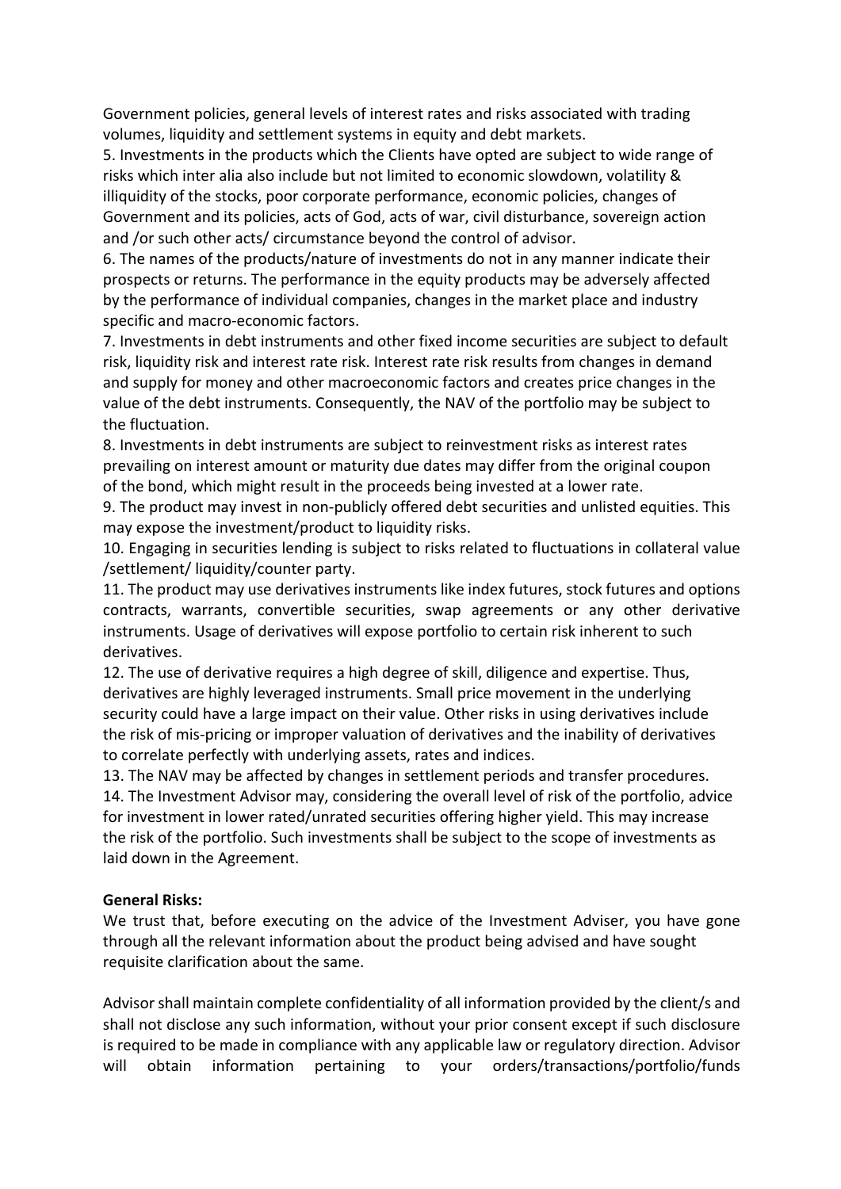Government policies, general levels of interest rates and risks associated with trading volumes, liquidity and settlement systems in equity and debt markets.

5. Investments in the products which the Clients have opted are subject to wide range of risks which inter alia also include but not limited to economic slowdown, volatility & illiquidity of the stocks, poor corporate performance, economic policies, changes of Government and its policies, acts of God, acts of war, civil disturbance, sovereign action and /or such other acts/ circumstance beyond the control of advisor.

6. The names of the products/nature of investments do not in any manner indicate their prospects or returns. The performance in the equity products may be adversely affected by the performance of individual companies, changes in the market place and industry specific and macro-economic factors.

7. Investments in debt instruments and other fixed income securities are subject to default risk, liquidity risk and interest rate risk. Interest rate risk results from changes in demand and supply for money and other macroeconomic factors and creates price changes in the value of the debt instruments. Consequently, the NAV of the portfolio may be subject to the fluctuation.

8. Investments in debt instruments are subject to reinvestment risks as interest rates prevailing on interest amount or maturity due dates may differ from the original coupon of the bond, which might result in the proceeds being invested at a lower rate.

9. The product may invest in non-publicly offered debt securities and unlisted equities. This may expose the investment/product to liquidity risks.

10. Engaging in securities lending is subject to risks related to fluctuations in collateral value /settlement/ liquidity/counter party.

11. The product may use derivatives instruments like index futures, stock futures and options contracts, warrants, convertible securities, swap agreements or any other derivative instruments. Usage of derivatives will expose portfolio to certain risk inherent to such derivatives.

12. The use of derivative requires a high degree of skill, diligence and expertise. Thus, derivatives are highly leveraged instruments. Small price movement in the underlying security could have a large impact on their value. Other risks in using derivatives include the risk of mis-pricing or improper valuation of derivatives and the inability of derivatives to correlate perfectly with underlying assets, rates and indices.

13. The NAV may be affected by changes in settlement periods and transfer procedures.

14. The Investment Advisor may, considering the overall level of risk of the portfolio, advice for investment in lower rated/unrated securities offering higher yield. This may increase the risk of the portfolio. Such investments shall be subject to the scope of investments as laid down in the Agreement.

**General Risks:**

We trust that, before executing on the advice of the Investment Adviser, you have gone through all the relevant information about the product being advised and have sought requisite clarification about the same.

Advisor shall maintain complete confidentiality of all information provided by the client/s and shall not disclose any such information, without your prior consent except if such disclosure is required to be made in compliance with any applicable law or regulatory direction. Advisor will obtain information pertaining to your orders/transactions/portfolio/funds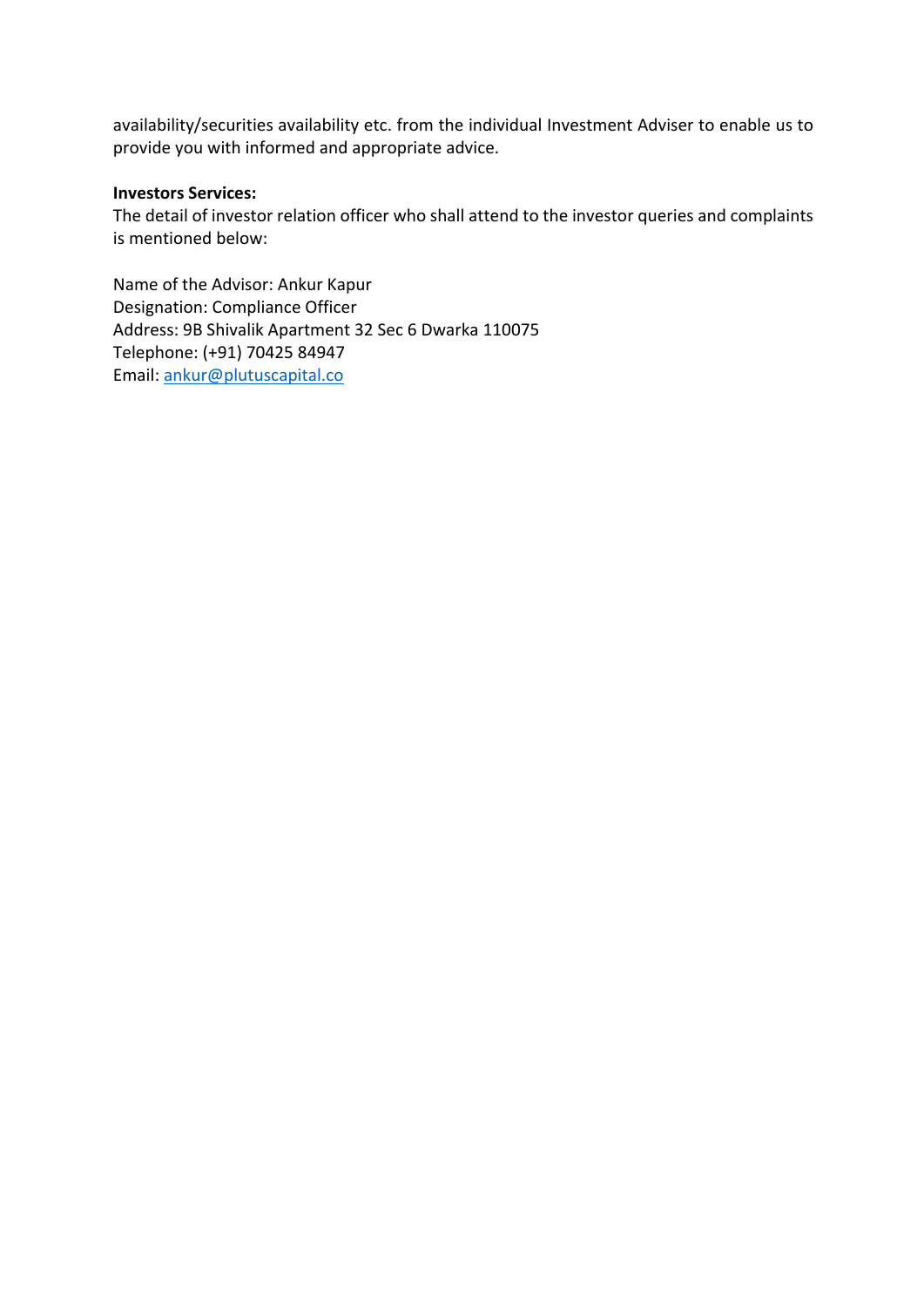availability/securities availability etc. from the individual Investment Adviser to enable us to provide you with informed and appropriate advice.

**Investors Services:**

The detail of investor relation officer who shall attend to the investor queries and complaints is mentioned below:

Name of the Advisor: Ankur Kapur
Designation: Compliance Officer
Address: 9B Shivalik Apartment 32 Sec 6 Dwarka 110075
Telephone: (+91) 70425 84947
Email: ankur@plutuscapital.co